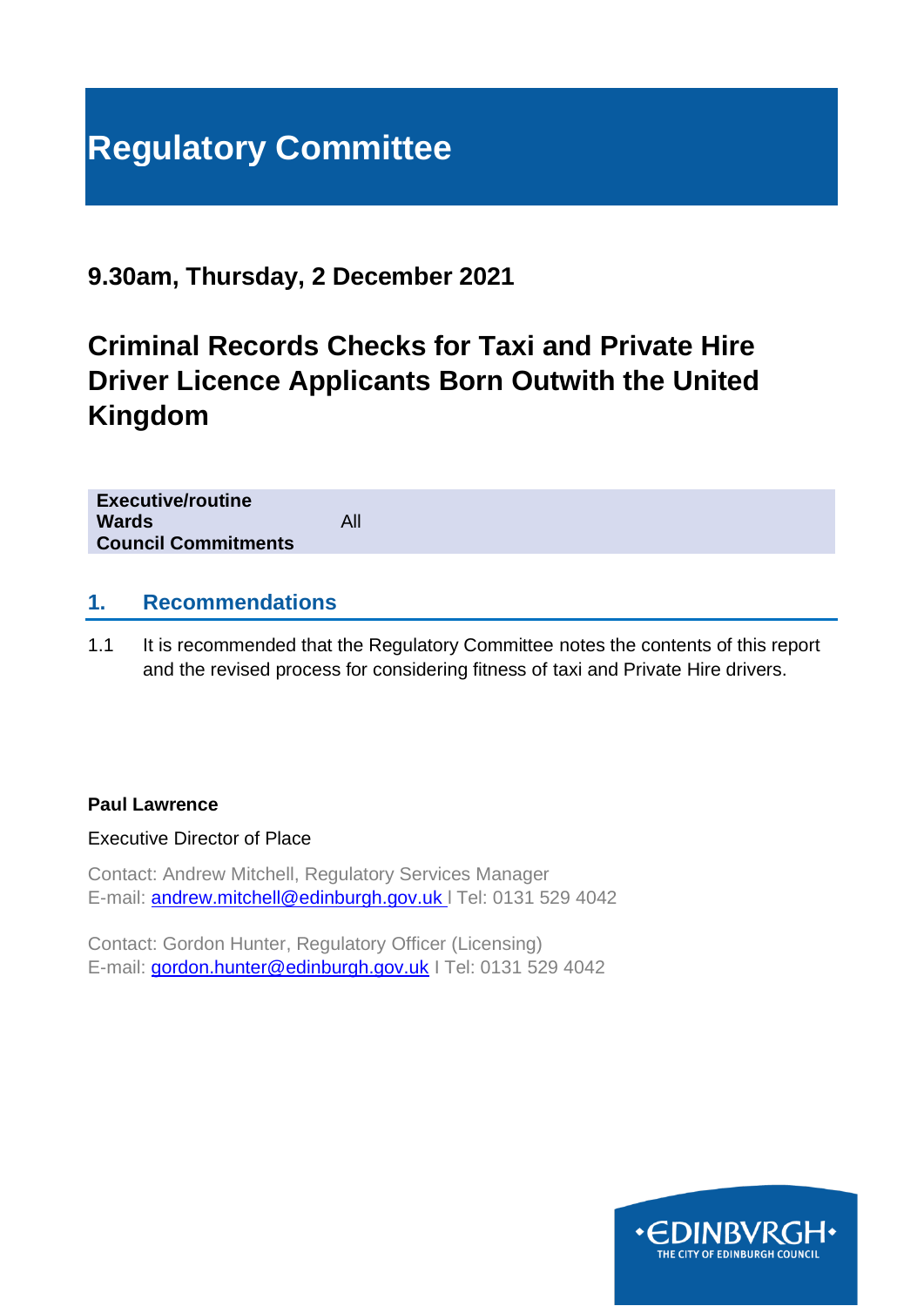# Regulatory Committee

## 9.30am, Thursday, 2 December 2021

# Criminal Records Checks for Taxi and Private Hire Driver Licence Applicants Born Outwith the United Kingdom

| | |
|---|---|
| **Executive/routine** | |
| **Wards** | All |
| **Council Commitments** | |

## 1. Recommendations

1.1 It is recommended that the Regulatory Committee notes the contents of this report and the revised process for considering fitness of taxi and Private Hire drivers.

**Paul Lawrence**

Executive Director of Place

Contact: Andrew Mitchell, Regulatory Services Manager
E-mail: andrew.mitchell@edinburgh.gov.uk I Tel: 0131 529 4042

Contact: Gordon Hunter, Regulatory Officer (Licensing)
E-mail: gordon.hunter@edinburgh.gov.uk I Tel: 0131 529 4042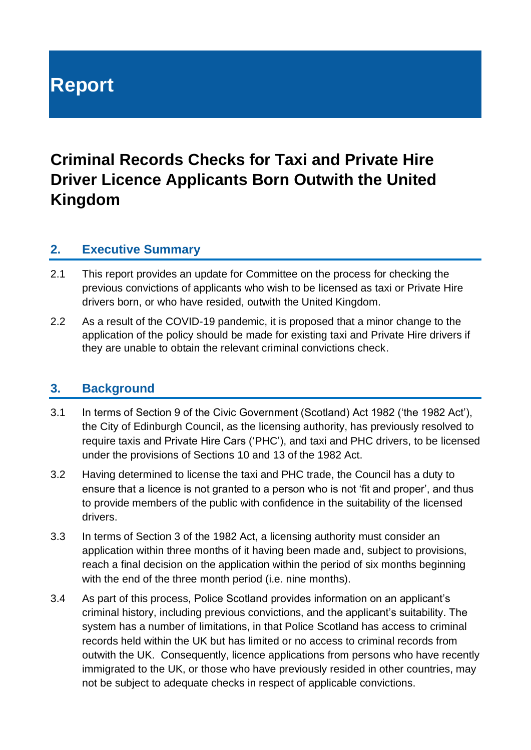# Report

## Criminal Records Checks for Taxi and Private Hire Driver Licence Applicants Born Outwith the United Kingdom

### 2. Executive Summary

2.1 This report provides an update for Committee on the process for checking the previous convictions of applicants who wish to be licensed as taxi or Private Hire drivers born, or who have resided, outwith the United Kingdom.

2.2 As a result of the COVID-19 pandemic, it is proposed that a minor change to the application of the policy should be made for existing taxi and Private Hire drivers if they are unable to obtain the relevant criminal convictions check.

### 3. Background

3.1 In terms of Section 9 of the Civic Government (Scotland) Act 1982 ('the 1982 Act'), the City of Edinburgh Council, as the licensing authority, has previously resolved to require taxis and Private Hire Cars ('PHC'), and taxi and PHC drivers, to be licensed under the provisions of Sections 10 and 13 of the 1982 Act.

3.2 Having determined to license the taxi and PHC trade, the Council has a duty to ensure that a licence is not granted to a person who is not 'fit and proper', and thus to provide members of the public with confidence in the suitability of the licensed drivers.

3.3 In terms of Section 3 of the 1982 Act, a licensing authority must consider an application within three months of it having been made and, subject to provisions, reach a final decision on the application within the period of six months beginning with the end of the three month period (i.e. nine months).

3.4 As part of this process, Police Scotland provides information on an applicant's criminal history, including previous convictions, and the applicant's suitability. The system has a number of limitations, in that Police Scotland has access to criminal records held within the UK but has limited or no access to criminal records from outwith the UK. Consequently, licence applications from persons who have recently immigrated to the UK, or those who have previously resided in other countries, may not be subject to adequate checks in respect of applicable convictions.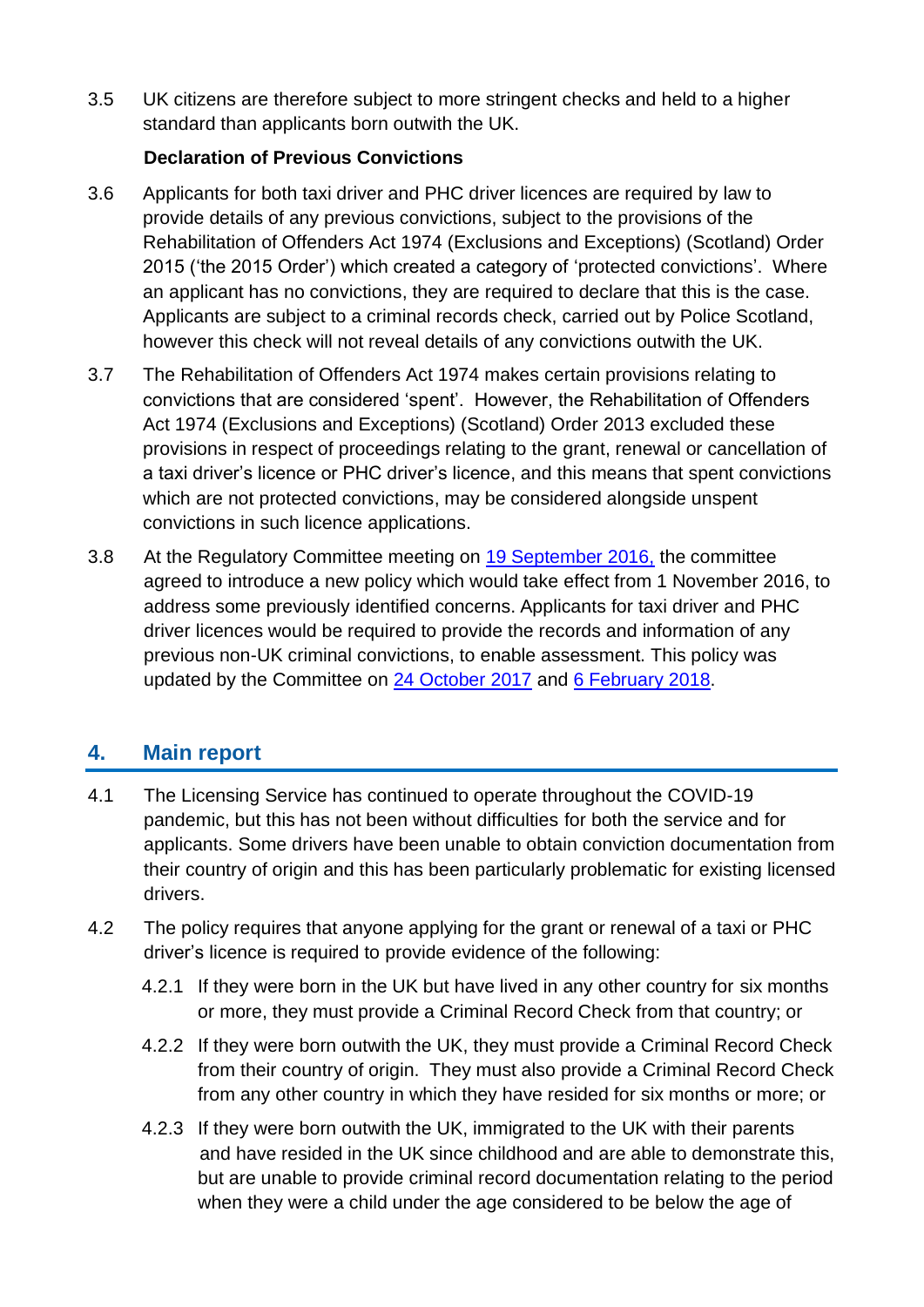3.5 UK citizens are therefore subject to more stringent checks and held to a higher standard than applicants born outwith the UK.

**Declaration of Previous Convictions**

3.6 Applicants for both taxi driver and PHC driver licences are required by law to provide details of any previous convictions, subject to the provisions of the Rehabilitation of Offenders Act 1974 (Exclusions and Exceptions) (Scotland) Order 2015 ('the 2015 Order') which created a category of 'protected convictions'. Where an applicant has no convictions, they are required to declare that this is the case. Applicants are subject to a criminal records check, carried out by Police Scotland, however this check will not reveal details of any convictions outwith the UK.

3.7 The Rehabilitation of Offenders Act 1974 makes certain provisions relating to convictions that are considered 'spent'. However, the Rehabilitation of Offenders Act 1974 (Exclusions and Exceptions) (Scotland) Order 2013 excluded these provisions in respect of proceedings relating to the grant, renewal or cancellation of a taxi driver's licence or PHC driver's licence, and this means that spent convictions which are not protected convictions, may be considered alongside unspent convictions in such licence applications.

3.8 At the Regulatory Committee meeting on 19 September 2016, the committee agreed to introduce a new policy which would take effect from 1 November 2016, to address some previously identified concerns. Applicants for taxi driver and PHC driver licences would be required to provide the records and information of any previous non-UK criminal convictions, to enable assessment. This policy was updated by the Committee on 24 October 2017 and 6 February 2018.

## 4. Main report

4.1 The Licensing Service has continued to operate throughout the COVID-19 pandemic, but this has not been without difficulties for both the service and for applicants. Some drivers have been unable to obtain conviction documentation from their country of origin and this has been particularly problematic for existing licensed drivers.

4.2 The policy requires that anyone applying for the grant or renewal of a taxi or PHC driver's licence is required to provide evidence of the following:

4.2.1 If they were born in the UK but have lived in any other country for six months or more, they must provide a Criminal Record Check from that country; or

4.2.2 If they were born outwith the UK, they must provide a Criminal Record Check from their country of origin. They must also provide a Criminal Record Check from any other country in which they have resided for six months or more; or

4.2.3 If they were born outwith the UK, immigrated to the UK with their parents and have resided in the UK since childhood and are able to demonstrate this, but are unable to provide criminal record documentation relating to the period when they were a child under the age considered to be below the age of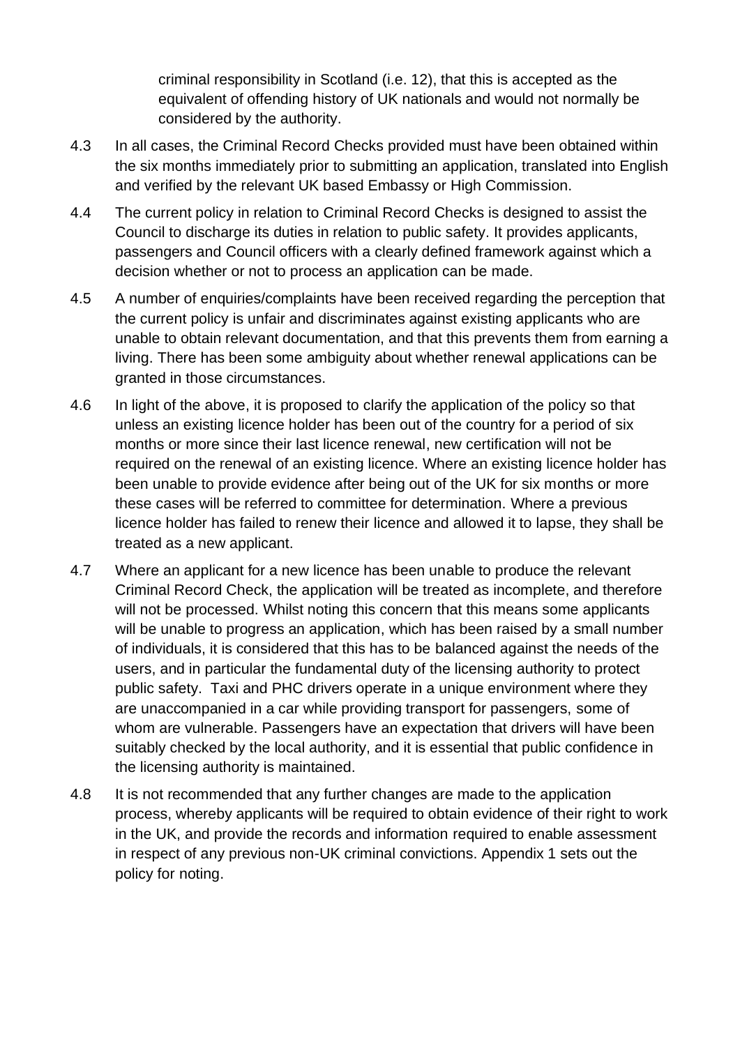criminal responsibility in Scotland (i.e. 12), that this is accepted as the equivalent of offending history of UK nationals and would not normally be considered by the authority.

4.3 In all cases, the Criminal Record Checks provided must have been obtained within the six months immediately prior to submitting an application, translated into English and verified by the relevant UK based Embassy or High Commission.

4.4 The current policy in relation to Criminal Record Checks is designed to assist the Council to discharge its duties in relation to public safety. It provides applicants, passengers and Council officers with a clearly defined framework against which a decision whether or not to process an application can be made.

4.5 A number of enquiries/complaints have been received regarding the perception that the current policy is unfair and discriminates against existing applicants who are unable to obtain relevant documentation, and that this prevents them from earning a living. There has been some ambiguity about whether renewal applications can be granted in those circumstances.

4.6 In light of the above, it is proposed to clarify the application of the policy so that unless an existing licence holder has been out of the country for a period of six months or more since their last licence renewal, new certification will not be required on the renewal of an existing licence. Where an existing licence holder has been unable to provide evidence after being out of the UK for six months or more these cases will be referred to committee for determination. Where a previous licence holder has failed to renew their licence and allowed it to lapse, they shall be treated as a new applicant.

4.7 Where an applicant for a new licence has been unable to produce the relevant Criminal Record Check, the application will be treated as incomplete, and therefore will not be processed. Whilst noting this concern that this means some applicants will be unable to progress an application, which has been raised by a small number of individuals, it is considered that this has to be balanced against the needs of the users, and in particular the fundamental duty of the licensing authority to protect public safety. Taxi and PHC drivers operate in a unique environment where they are unaccompanied in a car while providing transport for passengers, some of whom are vulnerable. Passengers have an expectation that drivers will have been suitably checked by the local authority, and it is essential that public confidence in the licensing authority is maintained.

4.8 It is not recommended that any further changes are made to the application process, whereby applicants will be required to obtain evidence of their right to work in the UK, and provide the records and information required to enable assessment in respect of any previous non-UK criminal convictions. Appendix 1 sets out the policy for noting.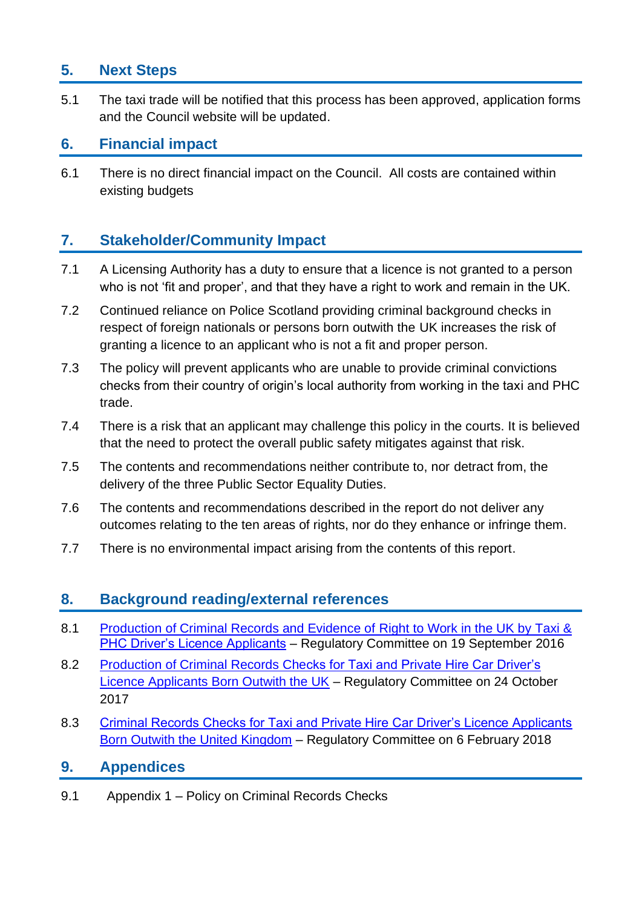## 5. Next Steps

5.1 The taxi trade will be notified that this process has been approved, application forms and the Council website will be updated.

## 6. Financial impact

6.1 There is no direct financial impact on the Council. All costs are contained within existing budgets

## 7. Stakeholder/Community Impact

7.1 A Licensing Authority has a duty to ensure that a licence is not granted to a person who is not 'fit and proper', and that they have a right to work and remain in the UK.

7.2 Continued reliance on Police Scotland providing criminal background checks in respect of foreign nationals or persons born outwith the UK increases the risk of granting a licence to an applicant who is not a fit and proper person.

7.3 The policy will prevent applicants who are unable to provide criminal convictions checks from their country of origin's local authority from working in the taxi and PHC trade.

7.4 There is a risk that an applicant may challenge this policy in the courts. It is believed that the need to protect the overall public safety mitigates against that risk.

7.5 The contents and recommendations neither contribute to, nor detract from, the delivery of the three Public Sector Equality Duties.

7.6 The contents and recommendations described in the report do not deliver any outcomes relating to the ten areas of rights, nor do they enhance or infringe them.

7.7 There is no environmental impact arising from the contents of this report.

## 8. Background reading/external references

8.1 Production of Criminal Records and Evidence of Right to Work in the UK by Taxi & PHC Driver's Licence Applicants – Regulatory Committee on 19 September 2016

8.2 Production of Criminal Records Checks for Taxi and Private Hire Car Driver's Licence Applicants Born Outwith the UK – Regulatory Committee on 24 October 2017

8.3 Criminal Records Checks for Taxi and Private Hire Car Driver's Licence Applicants Born Outwith the United Kingdom – Regulatory Committee on 6 February 2018

## 9. Appendices

9.1 Appendix 1 – Policy on Criminal Records Checks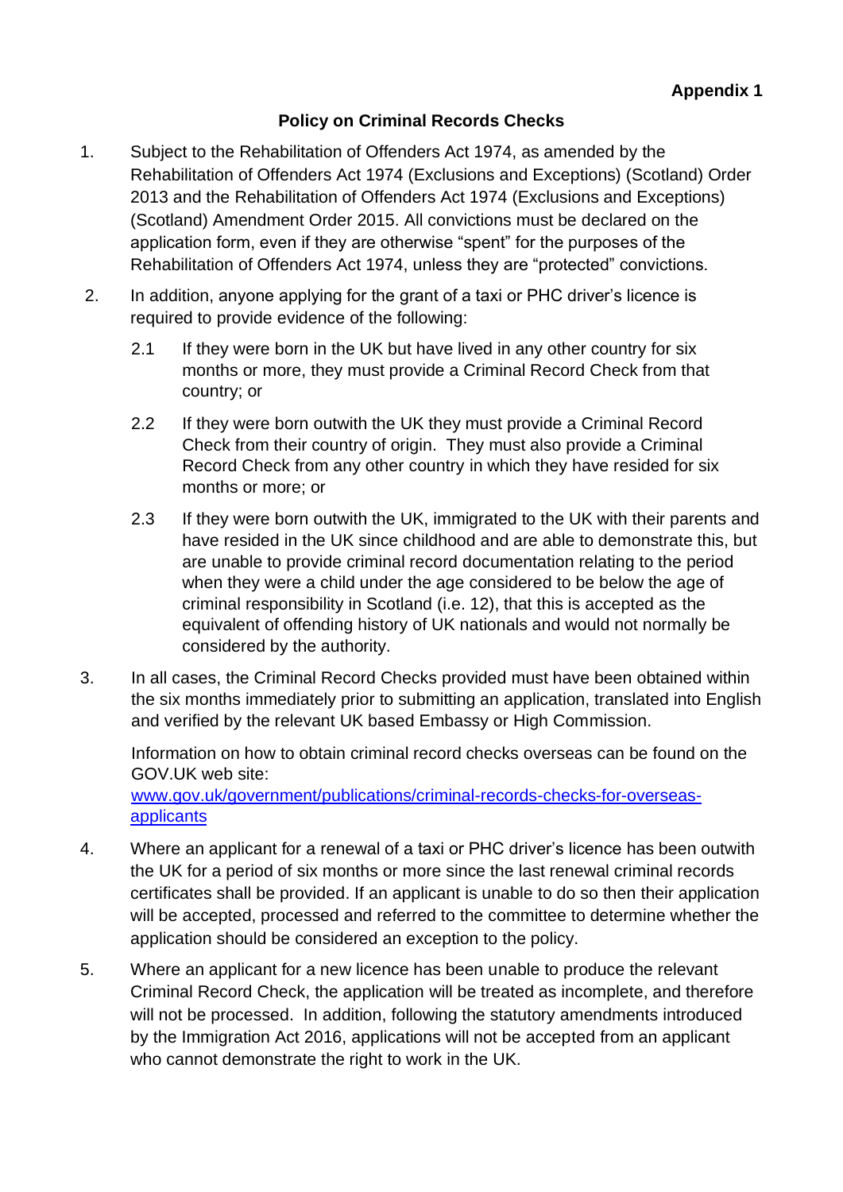**Appendix 1**

## Policy on Criminal Records Checks

1. Subject to the Rehabilitation of Offenders Act 1974, as amended by the Rehabilitation of Offenders Act 1974 (Exclusions and Exceptions) (Scotland) Order 2013 and the Rehabilitation of Offenders Act 1974 (Exclusions and Exceptions) (Scotland) Amendment Order 2015. All convictions must be declared on the application form, even if they are otherwise "spent" for the purposes of the Rehabilitation of Offenders Act 1974, unless they are "protected" convictions.

2. In addition, anyone applying for the grant of a taxi or PHC driver's licence is required to provide evidence of the following:

   2.1 If they were born in the UK but have lived in any other country for six months or more, they must provide a Criminal Record Check from that country; or

   2.2 If they were born outwith the UK they must provide a Criminal Record Check from their country of origin. They must also provide a Criminal Record Check from any other country in which they have resided for six months or more; or

   2.3 If they were born outwith the UK, immigrated to the UK with their parents and have resided in the UK since childhood and are able to demonstrate this, but are unable to provide criminal record documentation relating to the period when they were a child under the age considered to be below the age of criminal responsibility in Scotland (i.e. 12), that this is accepted as the equivalent of offending history of UK nationals and would not normally be considered by the authority.

3. In all cases, the Criminal Record Checks provided must have been obtained within the six months immediately prior to submitting an application, translated into English and verified by the relevant UK based Embassy or High Commission.

   Information on how to obtain criminal record checks overseas can be found on the GOV.UK web site: [www.gov.uk/government/publications/criminal-records-checks-for-overseas-applicants](http://www.gov.uk/government/publications/criminal-records-checks-for-overseas-applicants)

4. Where an applicant for a renewal of a taxi or PHC driver's licence has been outwith the UK for a period of six months or more since the last renewal criminal records certificates shall be provided. If an applicant is unable to do so then their application will be accepted, processed and referred to the committee to determine whether the application should be considered an exception to the policy.

5. Where an applicant for a new licence has been unable to produce the relevant Criminal Record Check, the application will be treated as incomplete, and therefore will not be processed. In addition, following the statutory amendments introduced by the Immigration Act 2016, applications will not be accepted from an applicant who cannot demonstrate the right to work in the UK.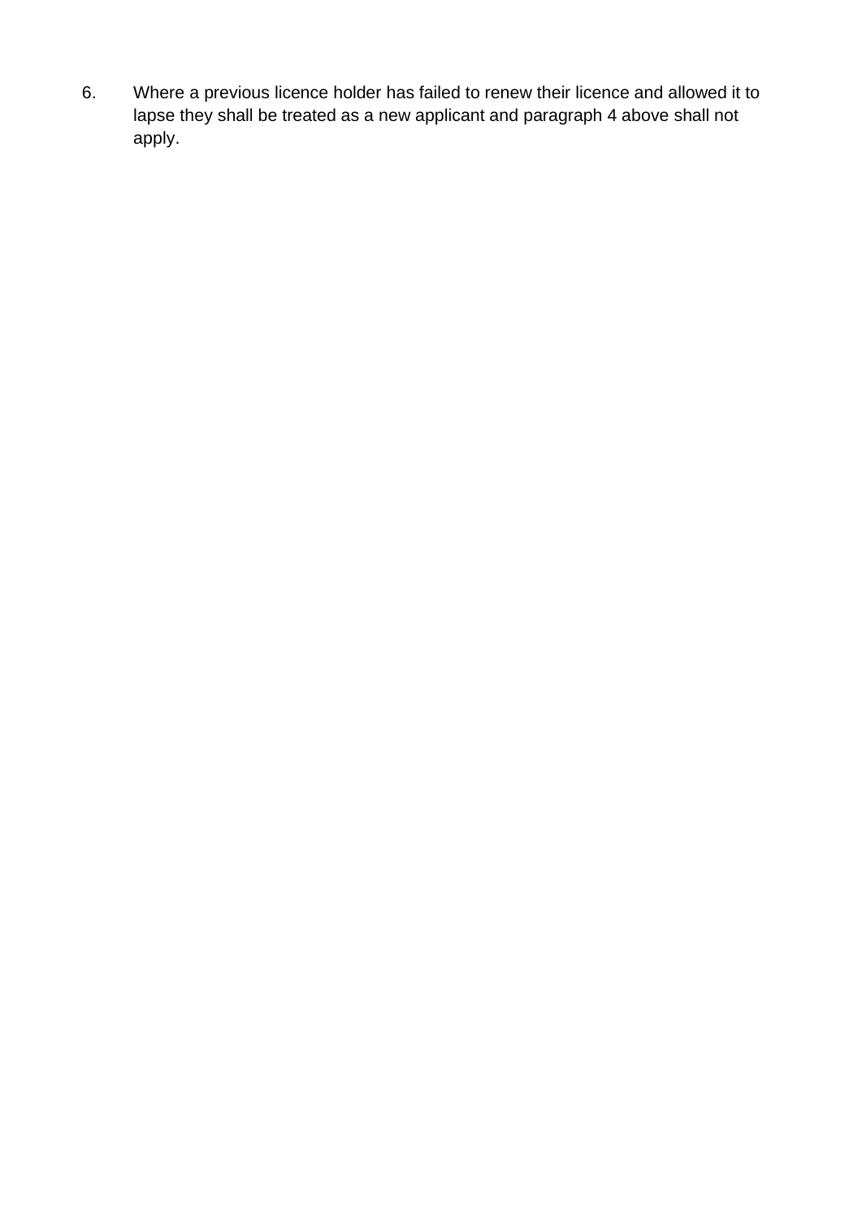6. Where a previous licence holder has failed to renew their licence and allowed it to lapse they shall be treated as a new applicant and paragraph 4 above shall not apply.